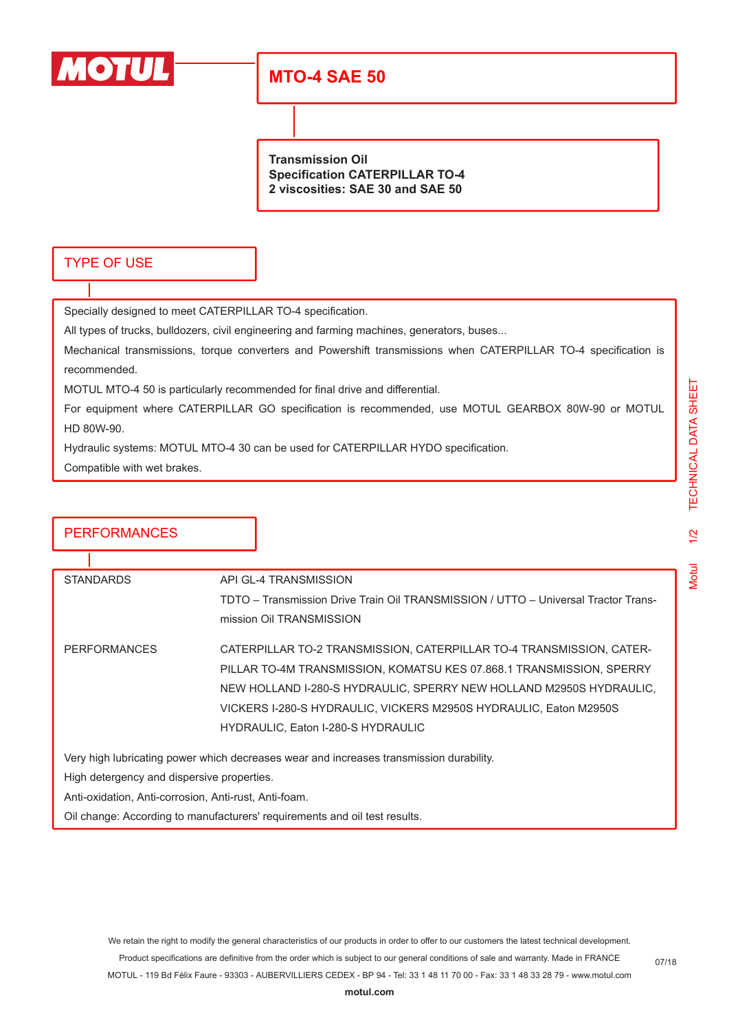# MTO-4 SAE 50

**Transmission Oil**
**Specification CATERPILLAR TO-4**
**2 viscosities: SAE 30 and SAE 50**

## TYPE OF USE

Specially designed to meet CATERPILLAR TO-4 specification.

All types of trucks, bulldozers, civil engineering and farming machines, generators, buses...

Mechanical transmissions, torque converters and Powershift transmissions when CATERPILLAR TO-4 specification is recommended.

MOTUL MTO-4 50 is particularly recommended for final drive and differential.

For equipment where CATERPILLAR GO specification is recommended, use MOTUL GEARBOX 80W-90 or MOTUL HD 80W-90.

Hydraulic systems: MOTUL MTO-4 30 can be used for CATERPILLAR HYDO specification.

Compatible with wet brakes.

## PERFORMANCES

| | |
|---|---|
| STANDARDS | API GL-4 TRANSMISSION<br>TDTO – Transmission Drive Train Oil TRANSMISSION / UTTO – Universal Tractor Transmission Oil TRANSMISSION |
| PERFORMANCES | CATERPILLAR TO-2 TRANSMISSION, CATERPILLAR TO-4 TRANSMISSION, CATERPILLAR TO-4M TRANSMISSION, KOMATSU KES 07.868.1 TRANSMISSION, SPERRY NEW HOLLAND I-280-S HYDRAULIC, SPERRY NEW HOLLAND M2950S HYDRAULIC, VICKERS I-280-S HYDRAULIC, VICKERS M2950S HYDRAULIC, Eaton M2950S HYDRAULIC, Eaton I-280-S HYDRAULIC |

Very high lubricating power which decreases wear and increases transmission durability.

High detergency and dispersive properties.

Anti-oxidation, Anti-corrosion, Anti-rust, Anti-foam.

Oil change: According to manufacturers' requirements and oil test results.

We retain the right to modify the general characteristics of our products in order to offer to our customers the latest technical development.
Product specifications are definitive from the order which is subject to our general conditions of sale and warranty. Made in FRANCE
MOTUL - 119 Bd Félix Faure - 93303 - AUBERVILLIERS CEDEX - BP 94 - Tel: 33 1 48 11 70 00 - Fax: 33 1 48 33 28 79 - www.motul.com

07/18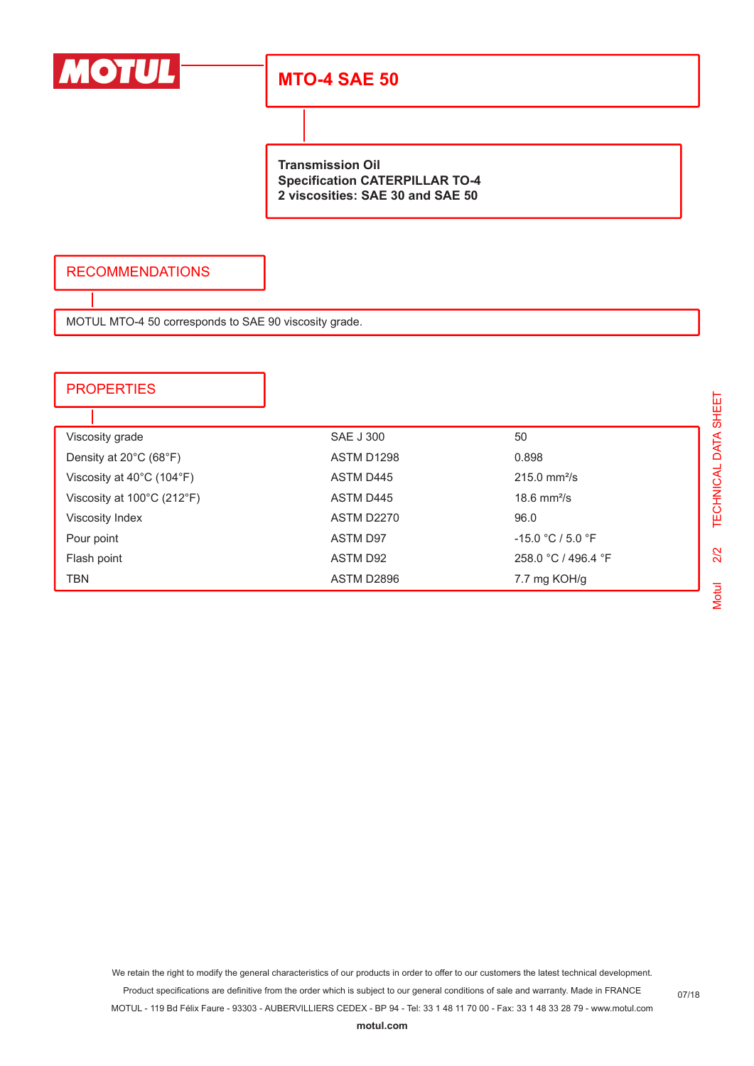# MTO-4 SAE 50

**Transmission Oil**
**Specification CATERPILLAR TO-4**
**2 viscosities: SAE 30 and SAE 50**

## RECOMMENDATIONS

MOTUL MTO-4 50 corresponds to SAE 90 viscosity grade.

## PROPERTIES

| | | |
|---|---|---|
| Viscosity grade | SAE J 300 | 50 |
| Density at 20°C (68°F) | ASTM D1298 | 0.898 |
| Viscosity at 40°C (104°F) | ASTM D445 | 215.0 $mm^2/s$ |
| Viscosity at 100°C (212°F) | ASTM D445 | 18.6 $mm^2/s$ |
| Viscosity Index | ASTM D2270 | 96.0 |
| Pour point | ASTM D97 | -15.0 °C / 5.0 °F |
| Flash point | ASTM D92 | 258.0 °C / 496.4 °F |
| TBN | ASTM D2896 | 7.7 mg KOH/g |

We retain the right to modify the general characteristics of our products in order to offer to our customers the latest technical development.
Product specifications are definitive from the order which is subject to our general conditions of sale and warranty. Made in FRANCE
MOTUL - 119 Bd Félix Faure - 93303 - AUBERVILLIERS CEDEX - BP 94 - Tel: 33 1 48 11 70 00 - Fax: 33 1 48 33 28 79 - www.motul.com

07/18

**motul.com**